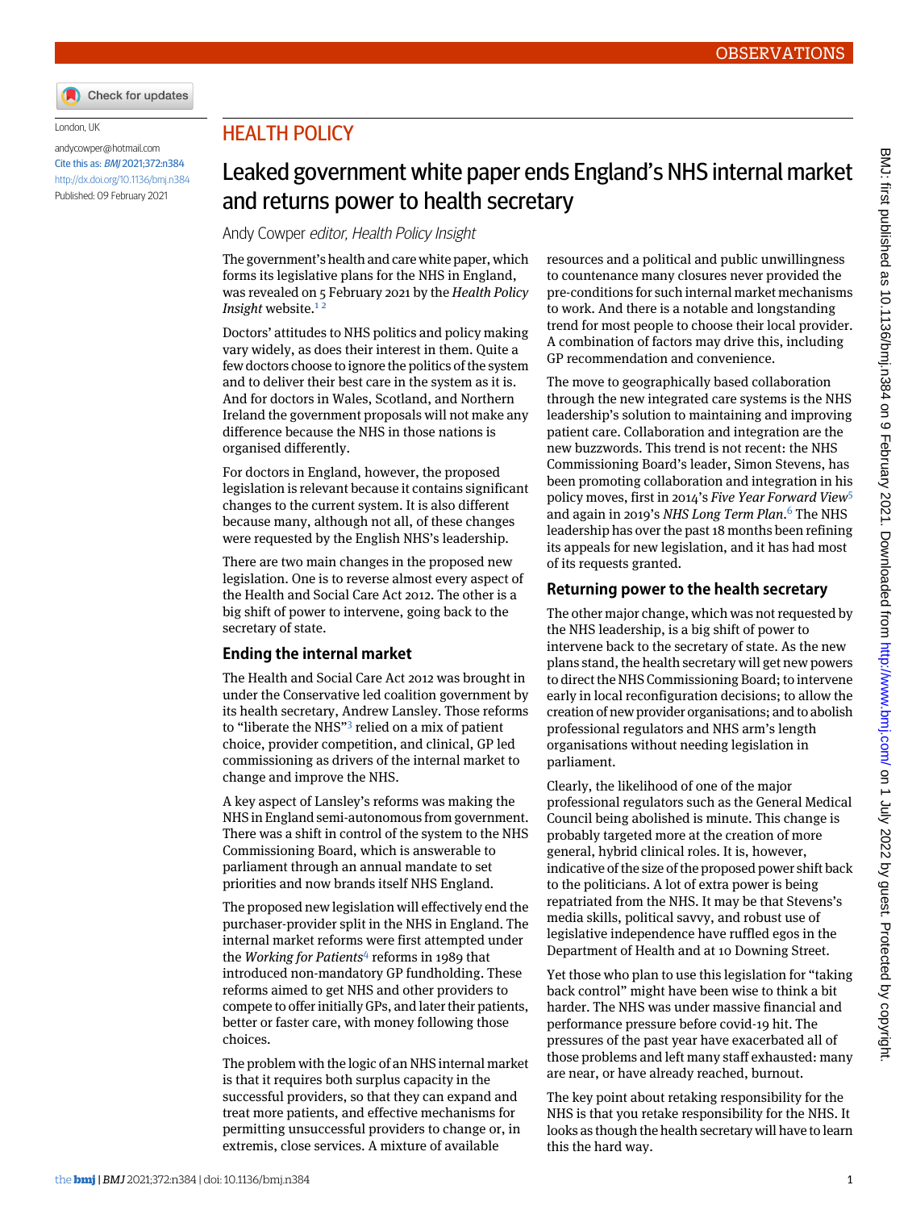OBSERVATIONS

London, UK

andycowper@hotmail.com

Cite this as: *BMJ* 2021;372:n384

http://dx.doi.org/10.1136/bmj.n384

Published: 09 February 2021

## HEALTH POLICY

# Leaked government white paper ends England's NHS internal market and returns power to health secretary

Andy Cowper *editor, Health Policy Insight*

The government's health and care white paper, which forms its legislative plans for the NHS in England, was revealed on 5 February 2021 by the *Health Policy Insight* website.[1,2]

Doctors' attitudes to NHS politics and policy making vary widely, as does their interest in them. Quite a few doctors choose to ignore the politics of the system and to deliver their best care in the system as it is. And for doctors in Wales, Scotland, and Northern Ireland the government proposals will not make any difference because the NHS in those nations is organised differently.

For doctors in England, however, the proposed legislation is relevant because it contains significant changes to the current system. It is also different because many, although not all, of these changes were requested by the English NHS's leadership.

There are two main changes in the proposed new legislation. One is to reverse almost every aspect of the Health and Social Care Act 2012. The other is a big shift of power to intervene, going back to the secretary of state.

## Ending the internal market

The Health and Social Care Act 2012 was brought in under the Conservative led coalition government by its health secretary, Andrew Lansley. Those reforms to "liberate the NHS"[3] relied on a mix of patient choice, provider competition, and clinical, GP led commissioning as drivers of the internal market to change and improve the NHS.

A key aspect of Lansley's reforms was making the NHS in England semi-autonomous from government. There was a shift in control of the system to the NHS Commissioning Board, which is answerable to parliament through an annual mandate to set priorities and now brands itself NHS England.

The proposed new legislation will effectively end the purchaser-provider split in the NHS in England. The internal market reforms were first attempted under the *Working for Patients*[4] reforms in 1989 that introduced non-mandatory GP fundholding. These reforms aimed to get NHS and other providers to compete to offer initially GPs, and later their patients, better or faster care, with money following those choices.

The problem with the logic of an NHS internal market is that it requires both surplus capacity in the successful providers, so that they can expand and treat more patients, and effective mechanisms for permitting unsuccessful providers to change or, in extremis, close services. A mixture of available resources and a political and public unwillingness to countenance many closures never provided the pre-conditions for such internal market mechanisms to work. And there is a notable and longstanding trend for most people to choose their local provider. A combination of factors may drive this, including GP recommendation and convenience.

The move to geographically based collaboration through the new integrated care systems is the NHS leadership's solution to maintaining and improving patient care. Collaboration and integration are the new buzzwords. This trend is not recent: the NHS Commissioning Board's leader, Simon Stevens, has been promoting collaboration and integration in his policy moves, first in 2014's *Five Year Forward View*[5] and again in 2019's *NHS Long Term Plan*.[6] The NHS leadership has over the past 18 months been refining its appeals for new legislation, and it has had most of its requests granted.

## Returning power to the health secretary

The other major change, which was not requested by the NHS leadership, is a big shift of power to intervene back to the secretary of state. As the new plans stand, the health secretary will get new powers to direct the NHS Commissioning Board; to intervene early in local reconfiguration decisions; to allow the creation of new provider organisations; and to abolish professional regulators and NHS arm's length organisations without needing legislation in parliament.

Clearly, the likelihood of one of the major professional regulators such as the General Medical Council being abolished is minute. This change is probably targeted more at the creation of more general, hybrid clinical roles. It is, however, indicative of the size of the proposed power shift back to the politicians. A lot of extra power is being repatriated from the NHS. It may be that Stevens's media skills, political savvy, and robust use of legislative independence have ruffled egos in the Department of Health and at 10 Downing Street.

Yet those who plan to use this legislation for "taking back control" might have been wise to think a bit harder. The NHS was under massive financial and performance pressure before covid-19 hit. The pressures of the past year have exacerbated all of those problems and left many staff exhausted: many are near, or have already reached, burnout.

The key point about retaking responsibility for the NHS is that you retake responsibility for the NHS. It looks as though the health secretary will have to learn this the hard way.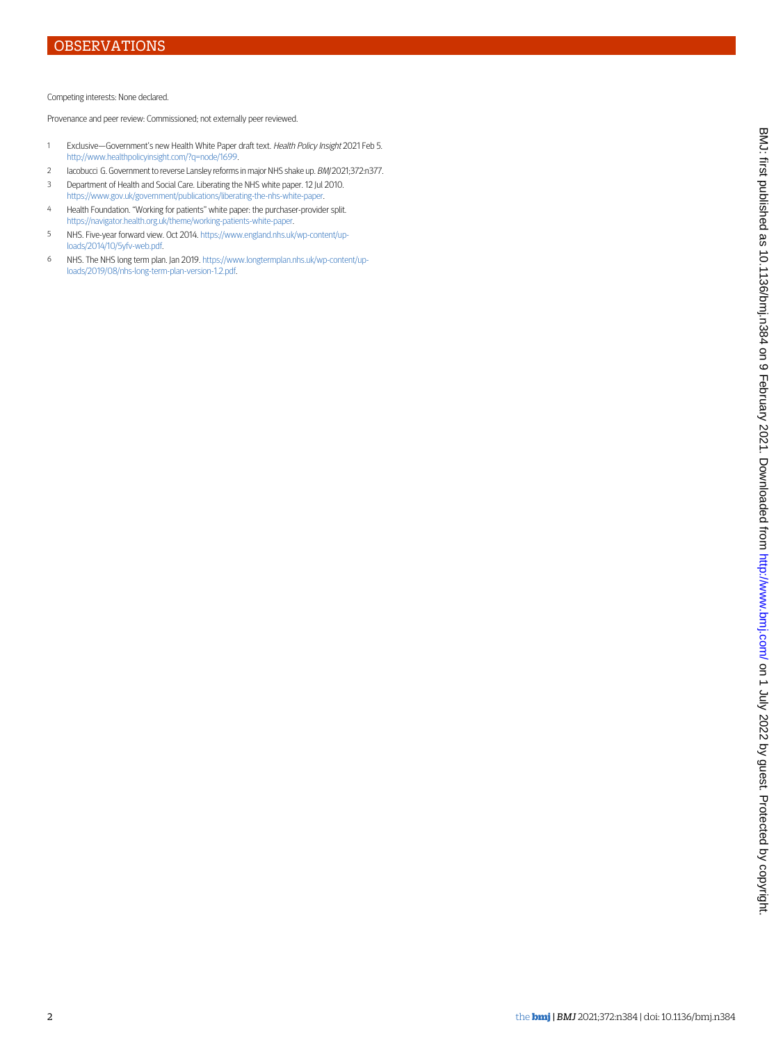Competing interests: None declared.

Provenance and peer review: Commissioned; not externally peer reviewed.

1. Exclusive—Government's new Health White Paper draft text. *Health Policy Insight* 2021 Feb 5. http://www.healthpolicyinsight.com/?q=node/1699.
2. Iacobucci G. Government to reverse Lansley reforms in major NHS shake up. *BMJ* 2021;372:n377.
3. Department of Health and Social Care. Liberating the NHS white paper. 12 Jul 2010. https://www.gov.uk/government/publications/liberating-the-nhs-white-paper.
4. Health Foundation. "Working for patients" white paper: the purchaser-provider split. https://navigator.health.org.uk/theme/working-patients-white-paper.
5. NHS. Five-year forward view. Oct 2014. https://www.england.nhs.uk/wp-content/uploads/2014/10/5yfv-web.pdf.
6. NHS. The NHS long term plan. Jan 2019. https://www.longtermplan.nhs.uk/wp-content/uploads/2019/08/nhs-long-term-plan-version-1.2.pdf.